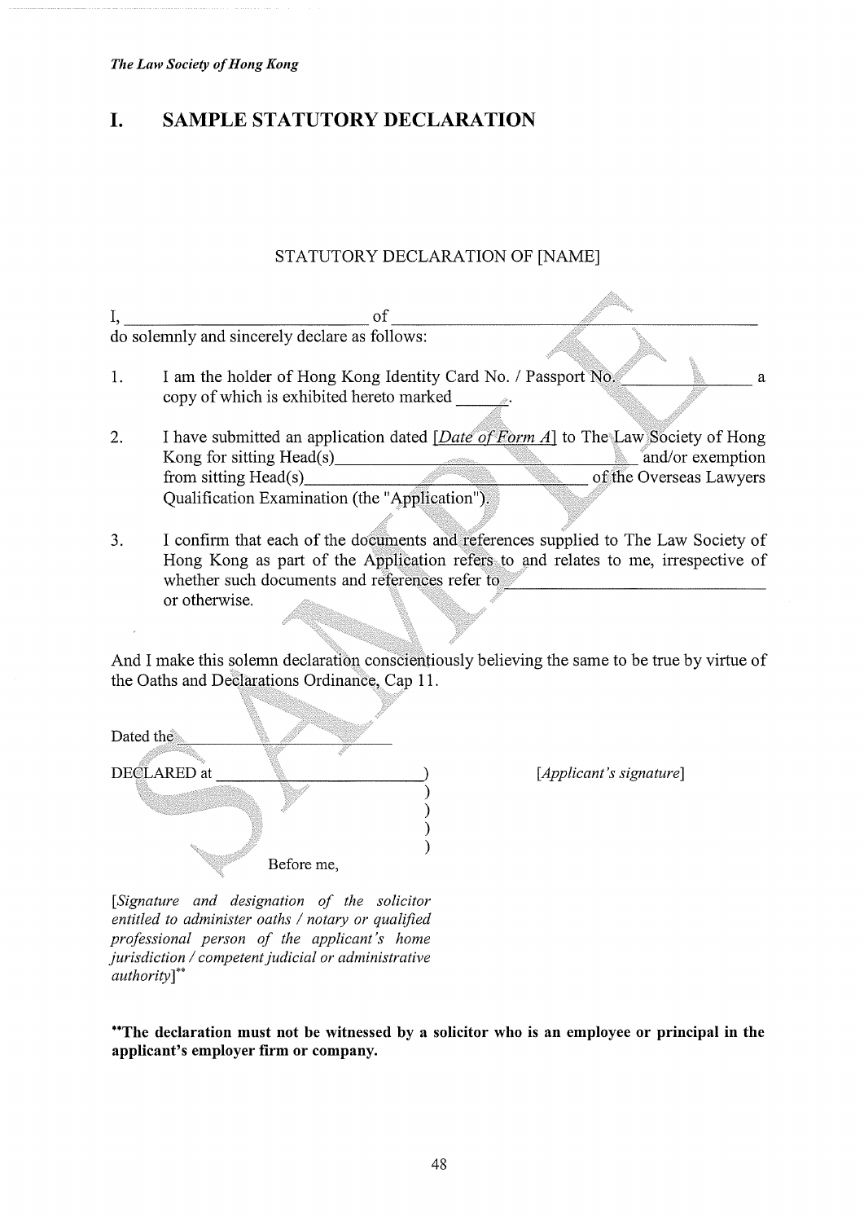*The Law Society of Hong Kong*

# I. SAMPLE STATUTORY DECLARATION

STATUTORY DECLARATION OF [NAME]

I, ____________________________ of ______________________________________________
do solemnly and sincerely declare as follows:

1. I am the holder of Hong Kong Identity Card No. / Passport No. _______________ a copy of which is exhibited hereto marked ______.

2. I have submitted an application dated *[Date of Form A]* to The Law Society of Hong Kong for sitting Head(s)_______________________________________ and/or exemption from sitting Head(s)_______________________________________ of the Overseas Lawyers Qualification Examination (the "Application").

3. I confirm that each of the documents and references supplied to The Law Society of Hong Kong as part of the Application refers to and relates to me, irrespective of whether such documents and references refer to ______________________________ or otherwise.

And I make this solemn declaration conscientiously believing the same to be true by virtue of the Oaths and Declarations Ordinance, Cap 11.

Dated the ________________________

DECLARED at ________________________ )
)
)
)
)

Before me,

*[Applicant's signature]*

*[Signature and designation of the solicitor entitled to administer oaths / notary or qualified professional person of the applicant's home jurisdiction / competent judicial or administrative authority]*\*\*

**\*\*The declaration must not be witnessed by a solicitor who is an employee or principal in the applicant's employer firm or company.**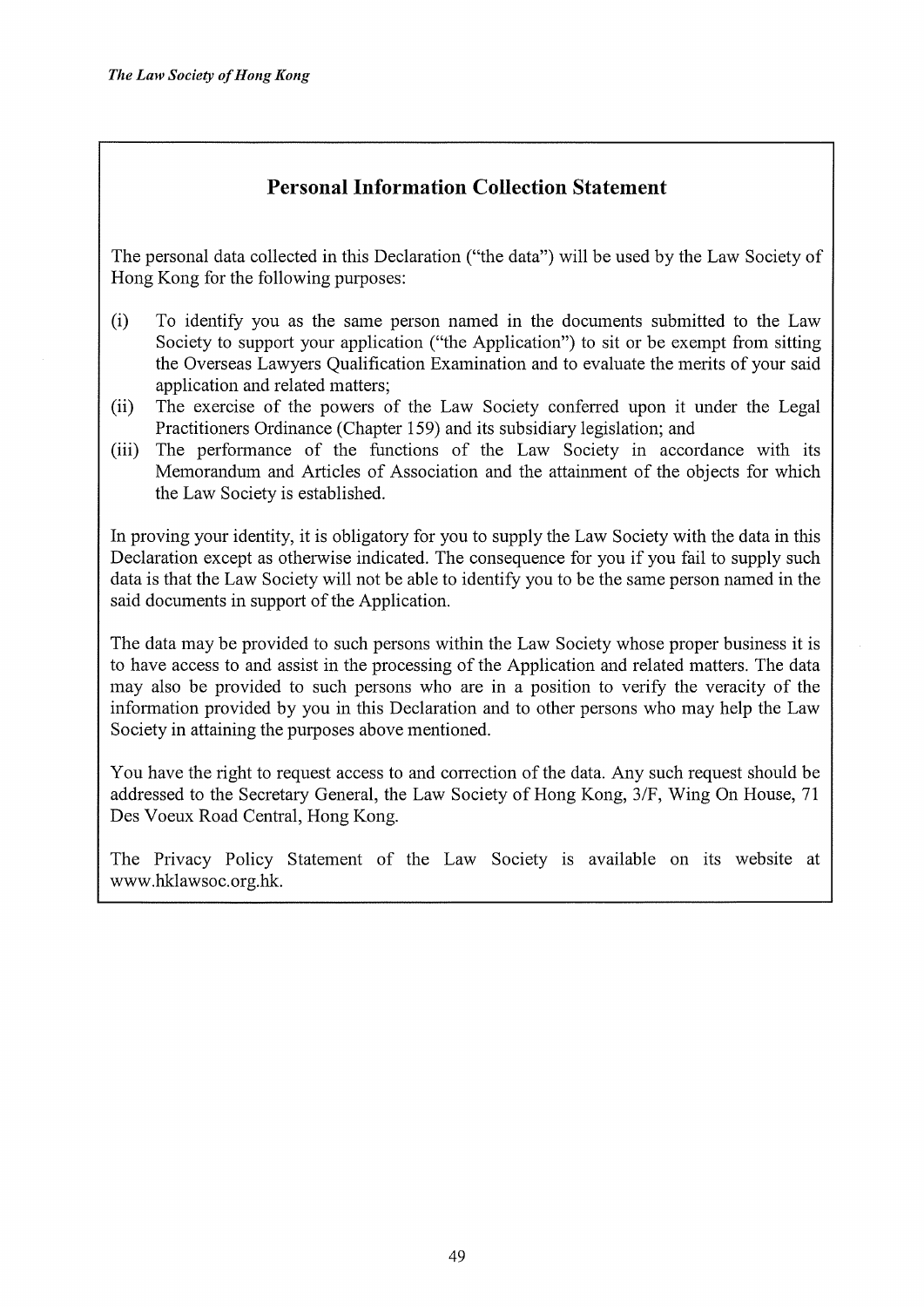## Personal Information Collection Statement

The personal data collected in this Declaration ("the data") will be used by the Law Society of Hong Kong for the following purposes:

(i) To identify you as the same person named in the documents submitted to the Law Society to support your application ("the Application") to sit or be exempt from sitting the Overseas Lawyers Qualification Examination and to evaluate the merits of your said application and related matters;

(ii) The exercise of the powers of the Law Society conferred upon it under the Legal Practitioners Ordinance (Chapter 159) and its subsidiary legislation; and

(iii) The performance of the functions of the Law Society in accordance with its Memorandum and Articles of Association and the attainment of the objects for which the Law Society is established.

In proving your identity, it is obligatory for you to supply the Law Society with the data in this Declaration except as otherwise indicated. The consequence for you if you fail to supply such data is that the Law Society will not be able to identify you to be the same person named in the said documents in support of the Application.

The data may be provided to such persons within the Law Society whose proper business it is to have access to and assist in the processing of the Application and related matters. The data may also be provided to such persons who are in a position to verify the veracity of the information provided by you in this Declaration and to other persons who may help the Law Society in attaining the purposes above mentioned.

You have the right to request access to and correction of the data. Any such request should be addressed to the Secretary General, the Law Society of Hong Kong, 3/F, Wing On House, 71 Des Voeux Road Central, Hong Kong.

The Privacy Policy Statement of the Law Society is available on its website at www.hklawsoc.org.hk.